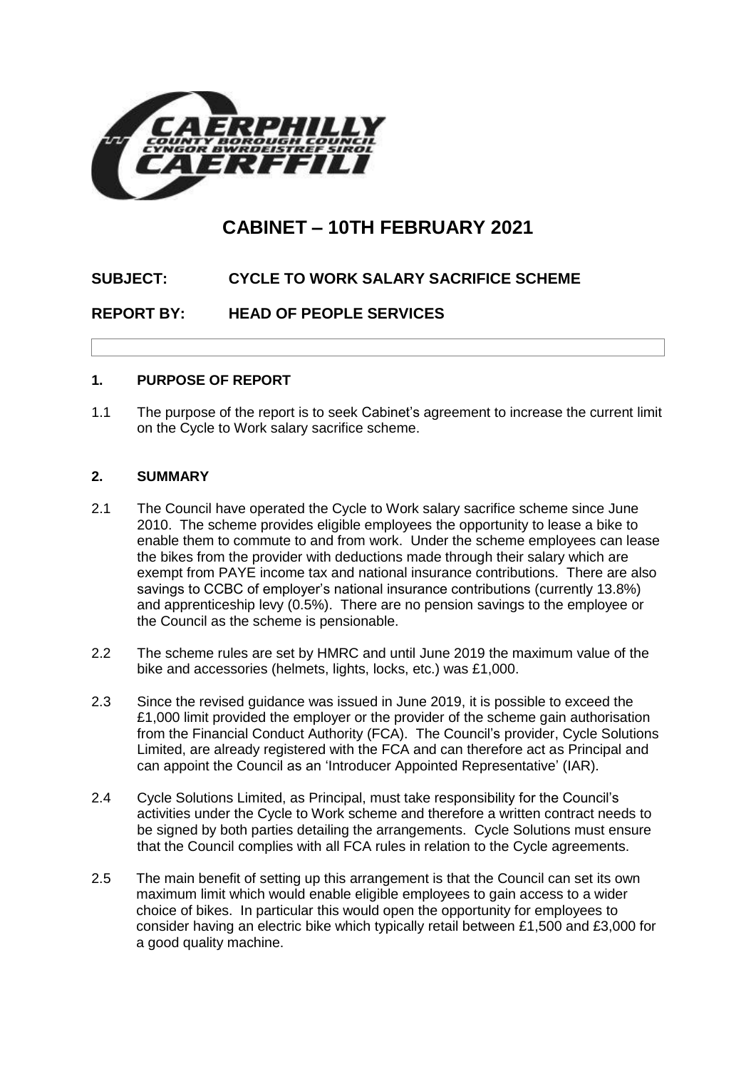# CABINET – 10TH FEBRUARY 2021

**SUBJECT: CYCLE TO WORK SALARY SACRIFICE SCHEME**

**REPORT BY: HEAD OF PEOPLE SERVICES**

## 1. PURPOSE OF REPORT

1.1 The purpose of the report is to seek Cabinet's agreement to increase the current limit on the Cycle to Work salary sacrifice scheme.

## 2. SUMMARY

2.1 The Council have operated the Cycle to Work salary sacrifice scheme since June 2010. The scheme provides eligible employees the opportunity to lease a bike to enable them to commute to and from work. Under the scheme employees can lease the bikes from the provider with deductions made through their salary which are exempt from PAYE income tax and national insurance contributions. There are also savings to CCBC of employer's national insurance contributions (currently 13.8%) and apprenticeship levy (0.5%). There are no pension savings to the employee or the Council as the scheme is pensionable.

2.2 The scheme rules are set by HMRC and until June 2019 the maximum value of the bike and accessories (helmets, lights, locks, etc.) was £1,000.

2.3 Since the revised guidance was issued in June 2019, it is possible to exceed the £1,000 limit provided the employer or the provider of the scheme gain authorisation from the Financial Conduct Authority (FCA). The Council's provider, Cycle Solutions Limited, are already registered with the FCA and can therefore act as Principal and can appoint the Council as an 'Introducer Appointed Representative' (IAR).

2.4 Cycle Solutions Limited, as Principal, must take responsibility for the Council's activities under the Cycle to Work scheme and therefore a written contract needs to be signed by both parties detailing the arrangements. Cycle Solutions must ensure that the Council complies with all FCA rules in relation to the Cycle agreements.

2.5 The main benefit of setting up this arrangement is that the Council can set its own maximum limit which would enable eligible employees to gain access to a wider choice of bikes. In particular this would open the opportunity for employees to consider having an electric bike which typically retail between £1,500 and £3,000 for a good quality machine.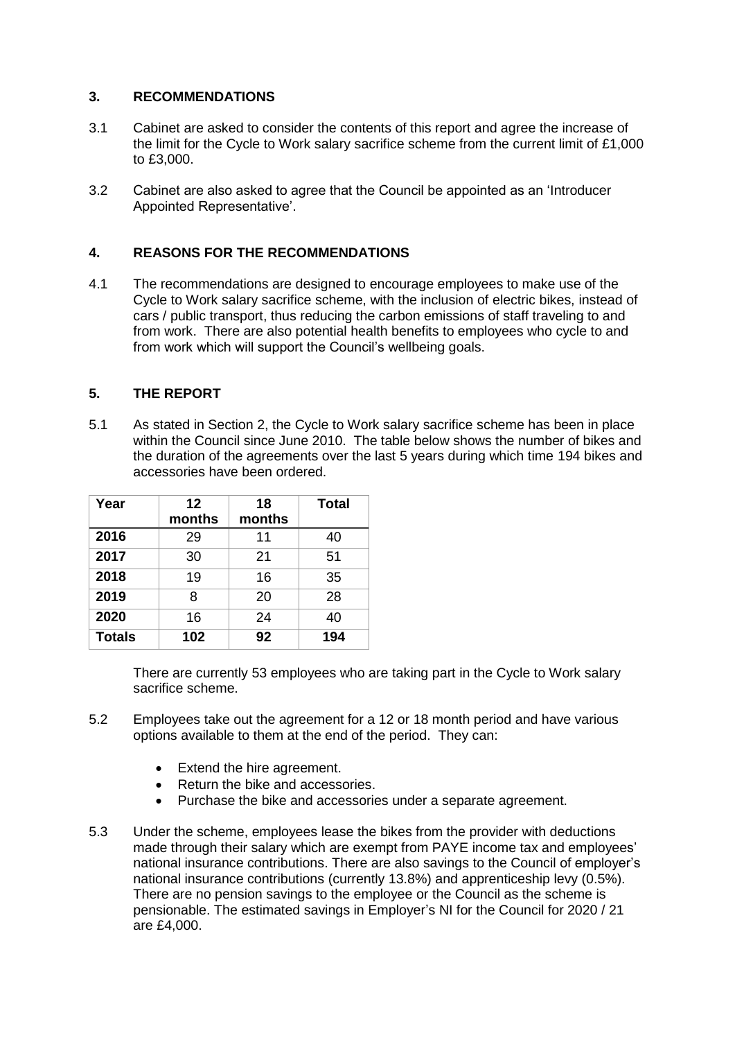## 3. RECOMMENDATIONS

3.1 Cabinet are asked to consider the contents of this report and agree the increase of the limit for the Cycle to Work salary sacrifice scheme from the current limit of £1,000 to £3,000.

3.2 Cabinet are also asked to agree that the Council be appointed as an 'Introducer Appointed Representative'.

## 4. REASONS FOR THE RECOMMENDATIONS

4.1 The recommendations are designed to encourage employees to make use of the Cycle to Work salary sacrifice scheme, with the inclusion of electric bikes, instead of cars / public transport, thus reducing the carbon emissions of staff traveling to and from work. There are also potential health benefits to employees who cycle to and from work which will support the Council's wellbeing goals.

## 5. THE REPORT

5.1 As stated in Section 2, the Cycle to Work salary sacrifice scheme has been in place within the Council since June 2010. The table below shows the number of bikes and the duration of the agreements over the last 5 years during which time 194 bikes and accessories have been ordered.

| Year | 12 months | 18 months | Total |
|---|---|---|---|
| **2016** | 29 | 11 | 40 |
| **2017** | 30 | 21 | 51 |
| **2018** | 19 | 16 | 35 |
| **2019** | 8 | 20 | 28 |
| **2020** | 16 | 24 | 40 |
| **Totals** | **102** | **92** | **194** |

There are currently 53 employees who are taking part in the Cycle to Work salary sacrifice scheme.

5.2 Employees take out the agreement for a 12 or 18 month period and have various options available to them at the end of the period. They can:

- Extend the hire agreement.
- Return the bike and accessories.
- Purchase the bike and accessories under a separate agreement.

5.3 Under the scheme, employees lease the bikes from the provider with deductions made through their salary which are exempt from PAYE income tax and employees' national insurance contributions. There are also savings to the Council of employer's national insurance contributions (currently 13.8%) and apprenticeship levy (0.5%). There are no pension savings to the employee or the Council as the scheme is pensionable. The estimated savings in Employer's NI for the Council for 2020 / 21 are £4,000.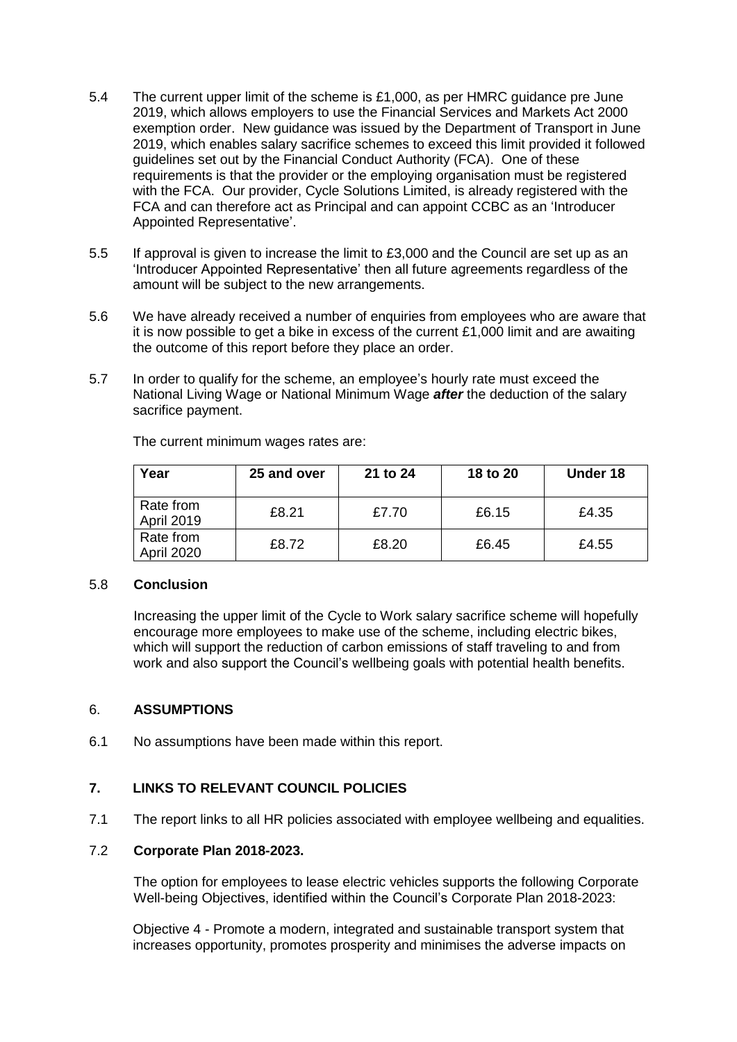5.4 The current upper limit of the scheme is £1,000, as per HMRC guidance pre June 2019, which allows employers to use the Financial Services and Markets Act 2000 exemption order. New guidance was issued by the Department of Transport in June 2019, which enables salary sacrifice schemes to exceed this limit provided it followed guidelines set out by the Financial Conduct Authority (FCA). One of these requirements is that the provider or the employing organisation must be registered with the FCA. Our provider, Cycle Solutions Limited, is already registered with the FCA and can therefore act as Principal and can appoint CCBC as an 'Introducer Appointed Representative'.

5.5 If approval is given to increase the limit to £3,000 and the Council are set up as an 'Introducer Appointed Representative' then all future agreements regardless of the amount will be subject to the new arrangements.

5.6 We have already received a number of enquiries from employees who are aware that it is now possible to get a bike in excess of the current £1,000 limit and are awaiting the outcome of this report before they place an order.

5.7 In order to qualify for the scheme, an employee's hourly rate must exceed the National Living Wage or National Minimum Wage ***after*** the deduction of the salary sacrifice payment.

The current minimum wages rates are:

| Year | 25 and over | 21 to 24 | 18 to 20 | Under 18 |
|---|---|---|---|---|
| Rate from April 2019 | £8.21 | £7.70 | £6.15 | £4.35 |
| Rate from April 2020 | £8.72 | £8.20 | £6.45 | £4.55 |

5.8 **Conclusion**

Increasing the upper limit of the Cycle to Work salary sacrifice scheme will hopefully encourage more employees to make use of the scheme, including electric bikes, which will support the reduction of carbon emissions of staff traveling to and from work and also support the Council's wellbeing goals with potential health benefits.

## 6. ASSUMPTIONS

6.1 No assumptions have been made within this report.

## 7. LINKS TO RELEVANT COUNCIL POLICIES

7.1 The report links to all HR policies associated with employee wellbeing and equalities.

7.2 **Corporate Plan 2018-2023.**

The option for employees to lease electric vehicles supports the following Corporate Well-being Objectives, identified within the Council's Corporate Plan 2018-2023:

Objective 4 - Promote a modern, integrated and sustainable transport system that increases opportunity, promotes prosperity and minimises the adverse impacts on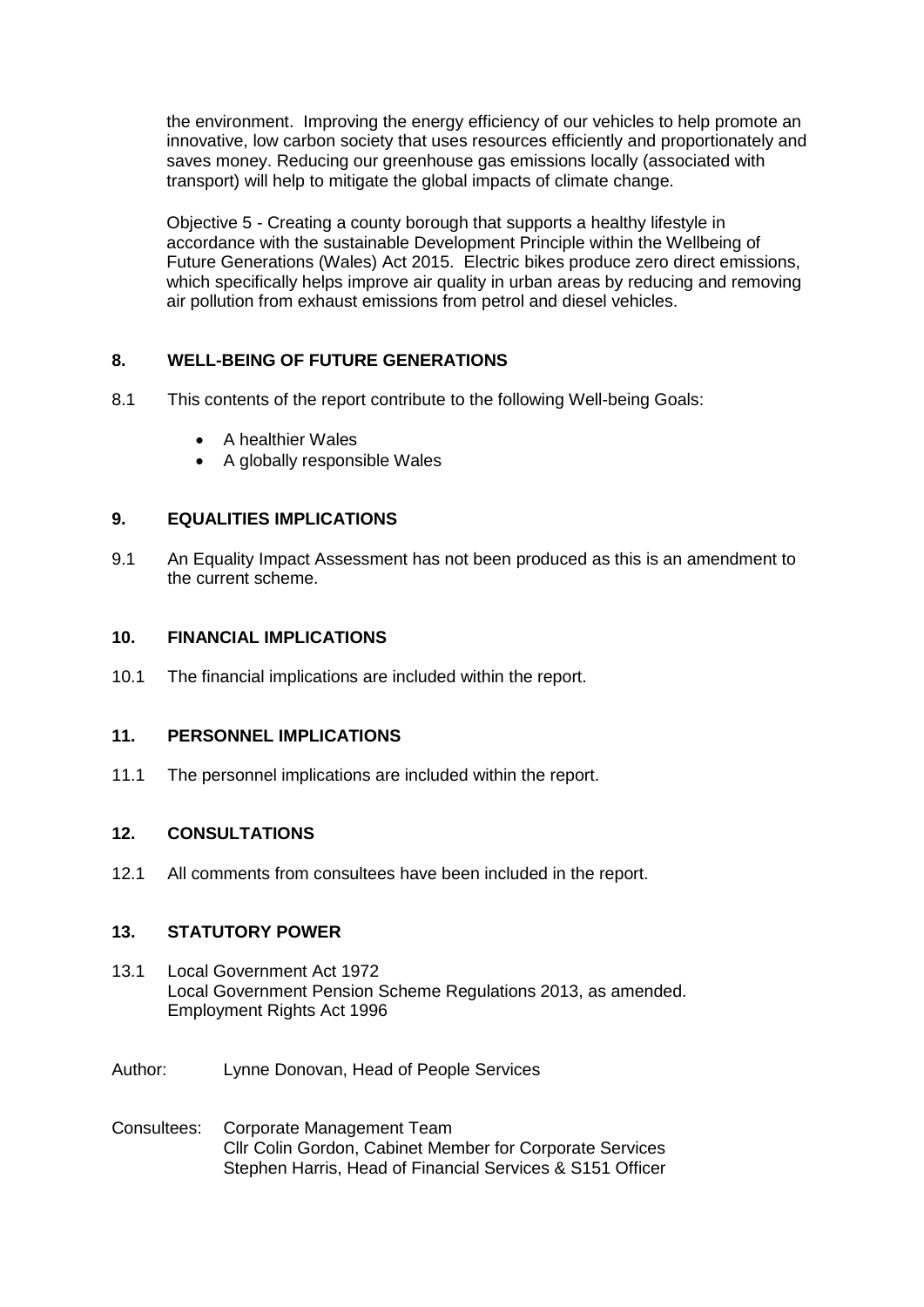the environment. Improving the energy efficiency of our vehicles to help promote an innovative, low carbon society that uses resources efficiently and proportionately and saves money. Reducing our greenhouse gas emissions locally (associated with transport) will help to mitigate the global impacts of climate change.

Objective 5 - Creating a county borough that supports a healthy lifestyle in accordance with the sustainable Development Principle within the Wellbeing of Future Generations (Wales) Act 2015. Electric bikes produce zero direct emissions, which specifically helps improve air quality in urban areas by reducing and removing air pollution from exhaust emissions from petrol and diesel vehicles.

## 8. WELL-BEING OF FUTURE GENERATIONS

8.1 This contents of the report contribute to the following Well-being Goals:

- A healthier Wales
- A globally responsible Wales

## 9. EQUALITIES IMPLICATIONS

9.1 An Equality Impact Assessment has not been produced as this is an amendment to the current scheme.

## 10. FINANCIAL IMPLICATIONS

10.1 The financial implications are included within the report.

## 11. PERSONNEL IMPLICATIONS

11.1 The personnel implications are included within the report.

## 12. CONSULTATIONS

12.1 All comments from consultees have been included in the report.

## 13. STATUTORY POWER

13.1 Local Government Act 1972
Local Government Pension Scheme Regulations 2013, as amended.
Employment Rights Act 1996

Author: Lynne Donovan, Head of People Services

Consultees: Corporate Management Team
Cllr Colin Gordon, Cabinet Member for Corporate Services
Stephen Harris, Head of Financial Services & S151 Officer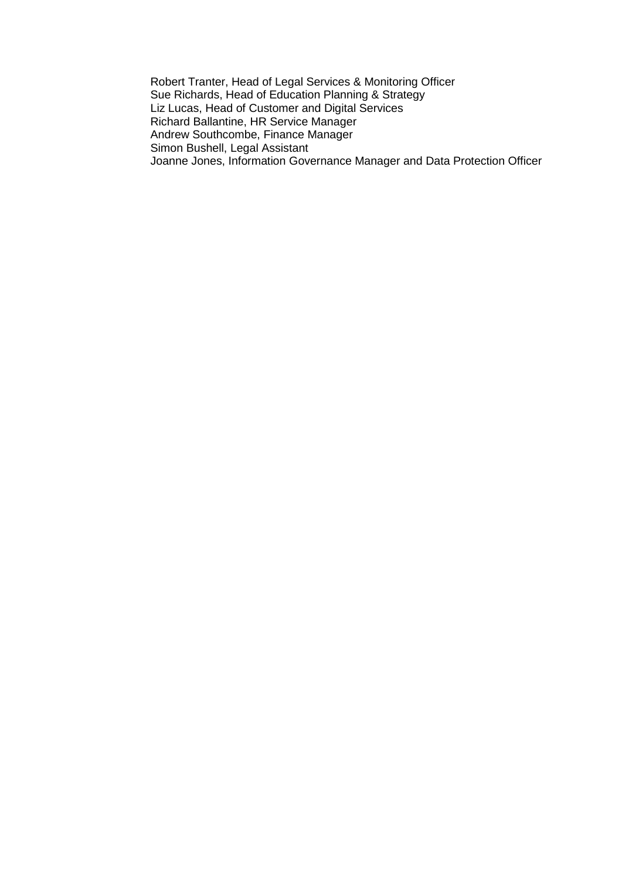Robert Tranter, Head of Legal Services & Monitoring Officer
Sue Richards, Head of Education Planning & Strategy
Liz Lucas, Head of Customer and Digital Services
Richard Ballantine, HR Service Manager
Andrew Southcombe, Finance Manager
Simon Bushell, Legal Assistant
Joanne Jones, Information Governance Manager and Data Protection Officer